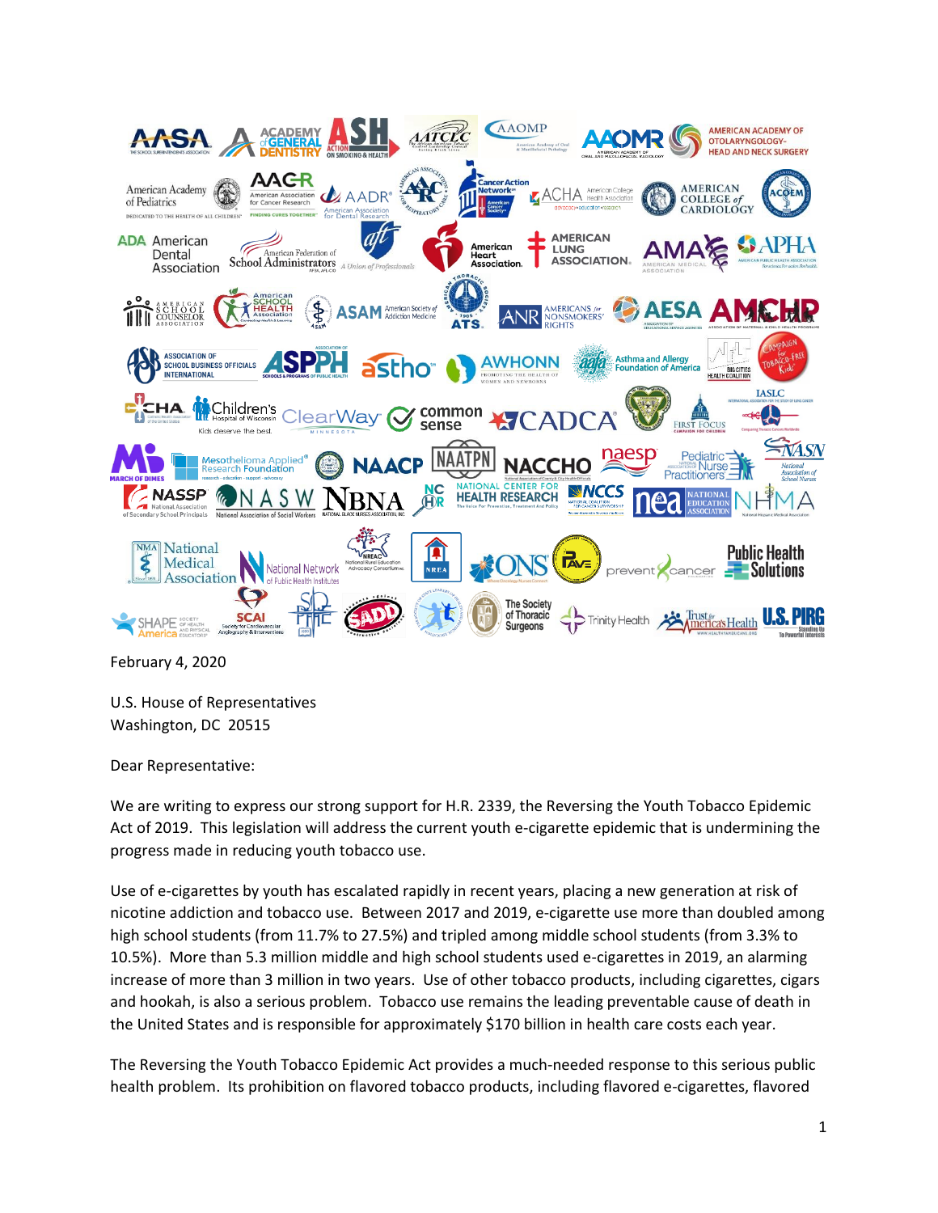February 4, 2020

U.S. House of Representatives
Washington, DC 20515

Dear Representative:

We are writing to express our strong support for H.R. 2339, the Reversing the Youth Tobacco Epidemic Act of 2019. This legislation will address the current youth e-cigarette epidemic that is undermining the progress made in reducing youth tobacco use.

Use of e-cigarettes by youth has escalated rapidly in recent years, placing a new generation at risk of nicotine addiction and tobacco use. Between 2017 and 2019, e-cigarette use more than doubled among high school students (from 11.7% to 27.5%) and tripled among middle school students (from 3.3% to 10.5%). More than 5.3 million middle and high school students used e-cigarettes in 2019, an alarming increase of more than 3 million in two years. Use of other tobacco products, including cigarettes, cigars and hookah, is also a serious problem. Tobacco use remains the leading preventable cause of death in the United States and is responsible for approximately $170 billion in health care costs each year.

The Reversing the Youth Tobacco Epidemic Act provides a much-needed response to this serious public health problem. Its prohibition on flavored tobacco products, including flavored e-cigarettes, flavored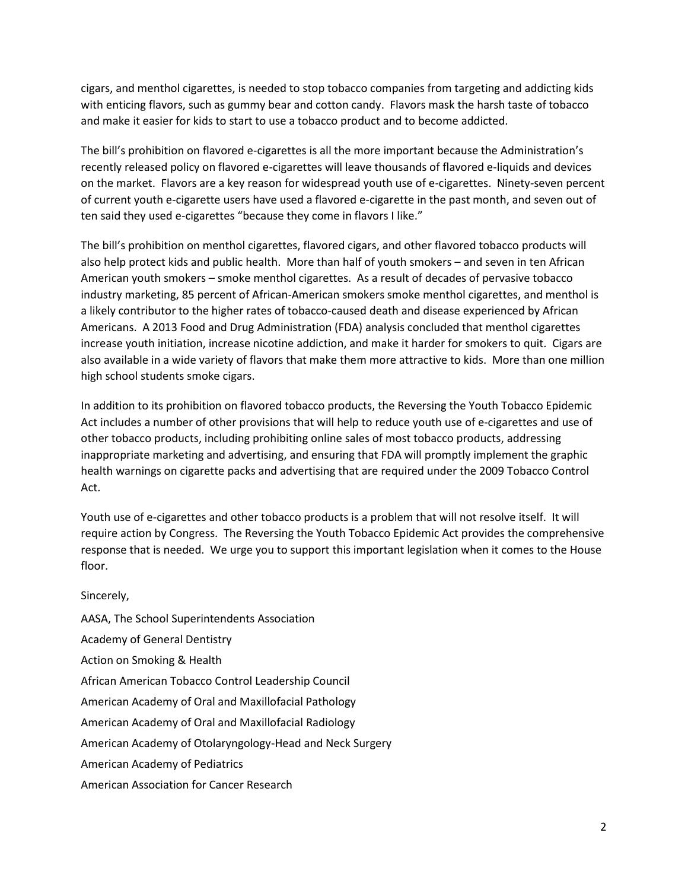cigars, and menthol cigarettes, is needed to stop tobacco companies from targeting and addicting kids with enticing flavors, such as gummy bear and cotton candy. Flavors mask the harsh taste of tobacco and make it easier for kids to start to use a tobacco product and to become addicted.

The bill's prohibition on flavored e-cigarettes is all the more important because the Administration's recently released policy on flavored e-cigarettes will leave thousands of flavored e-liquids and devices on the market. Flavors are a key reason for widespread youth use of e-cigarettes. Ninety-seven percent of current youth e-cigarette users have used a flavored e-cigarette in the past month, and seven out of ten said they used e-cigarettes "because they come in flavors I like."

The bill's prohibition on menthol cigarettes, flavored cigars, and other flavored tobacco products will also help protect kids and public health. More than half of youth smokers – and seven in ten African American youth smokers – smoke menthol cigarettes. As a result of decades of pervasive tobacco industry marketing, 85 percent of African-American smokers smoke menthol cigarettes, and menthol is a likely contributor to the higher rates of tobacco-caused death and disease experienced by African Americans. A 2013 Food and Drug Administration (FDA) analysis concluded that menthol cigarettes increase youth initiation, increase nicotine addiction, and make it harder for smokers to quit. Cigars are also available in a wide variety of flavors that make them more attractive to kids. More than one million high school students smoke cigars.

In addition to its prohibition on flavored tobacco products, the Reversing the Youth Tobacco Epidemic Act includes a number of other provisions that will help to reduce youth use of e-cigarettes and use of other tobacco products, including prohibiting online sales of most tobacco products, addressing inappropriate marketing and advertising, and ensuring that FDA will promptly implement the graphic health warnings on cigarette packs and advertising that are required under the 2009 Tobacco Control Act.

Youth use of e-cigarettes and other tobacco products is a problem that will not resolve itself. It will require action by Congress. The Reversing the Youth Tobacco Epidemic Act provides the comprehensive response that is needed. We urge you to support this important legislation when it comes to the House floor.

Sincerely,

AASA, The School Superintendents Association

Academy of General Dentistry

Action on Smoking & Health

African American Tobacco Control Leadership Council

American Academy of Oral and Maxillofacial Pathology

American Academy of Oral and Maxillofacial Radiology

American Academy of Otolaryngology-Head and Neck Surgery

American Academy of Pediatrics

American Association for Cancer Research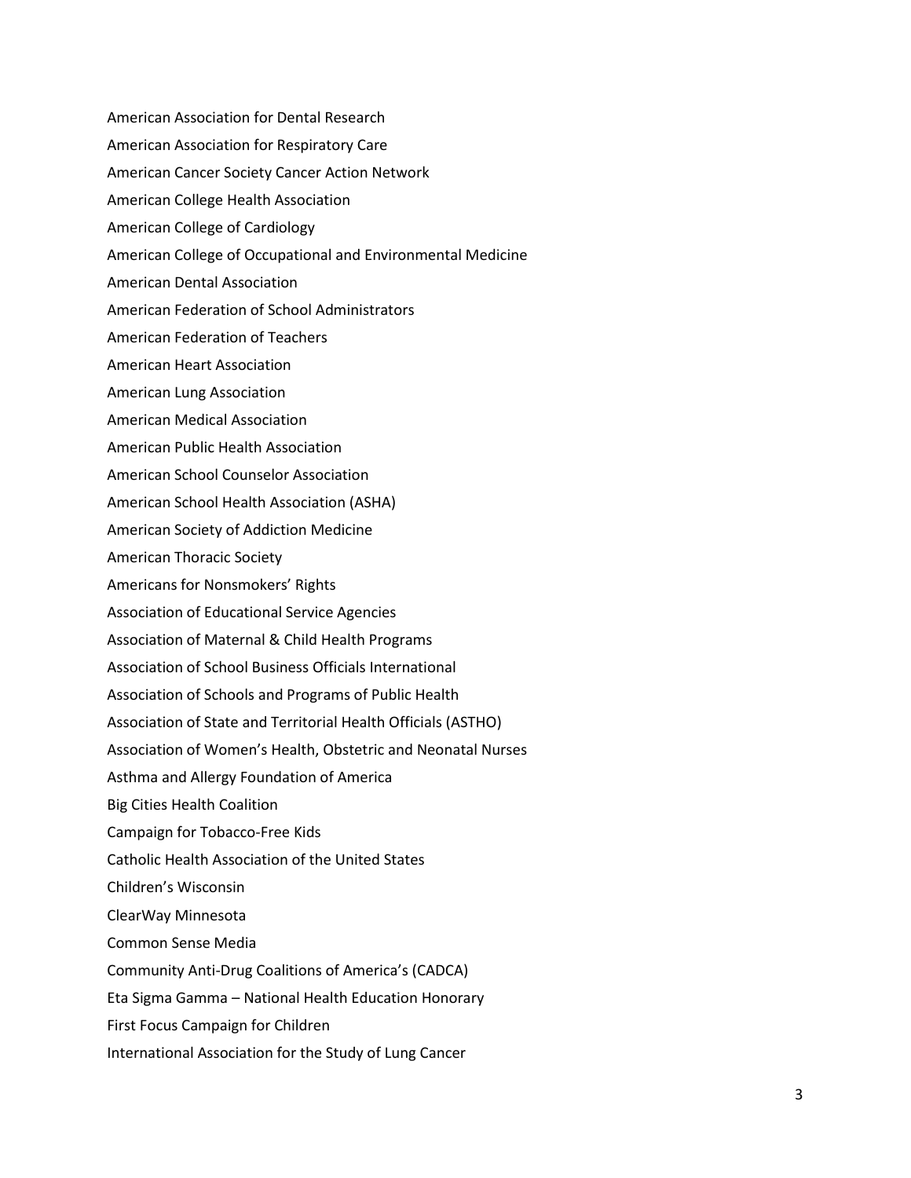American Association for Dental Research

American Association for Respiratory Care

American Cancer Society Cancer Action Network

American College Health Association

American College of Cardiology

American College of Occupational and Environmental Medicine

American Dental Association

American Federation of School Administrators

American Federation of Teachers

American Heart Association

American Lung Association

American Medical Association

American Public Health Association

American School Counselor Association

American School Health Association (ASHA)

American Society of Addiction Medicine

American Thoracic Society

Americans for Nonsmokers' Rights

Association of Educational Service Agencies

Association of Maternal & Child Health Programs

Association of School Business Officials International

Association of Schools and Programs of Public Health

Association of State and Territorial Health Officials (ASTHO)

Association of Women's Health, Obstetric and Neonatal Nurses

Asthma and Allergy Foundation of America

Big Cities Health Coalition

Campaign for Tobacco-Free Kids

Catholic Health Association of the United States

Children's Wisconsin

ClearWay Minnesota

Common Sense Media

Community Anti-Drug Coalitions of America's (CADCA)

Eta Sigma Gamma – National Health Education Honorary

First Focus Campaign for Children

International Association for the Study of Lung Cancer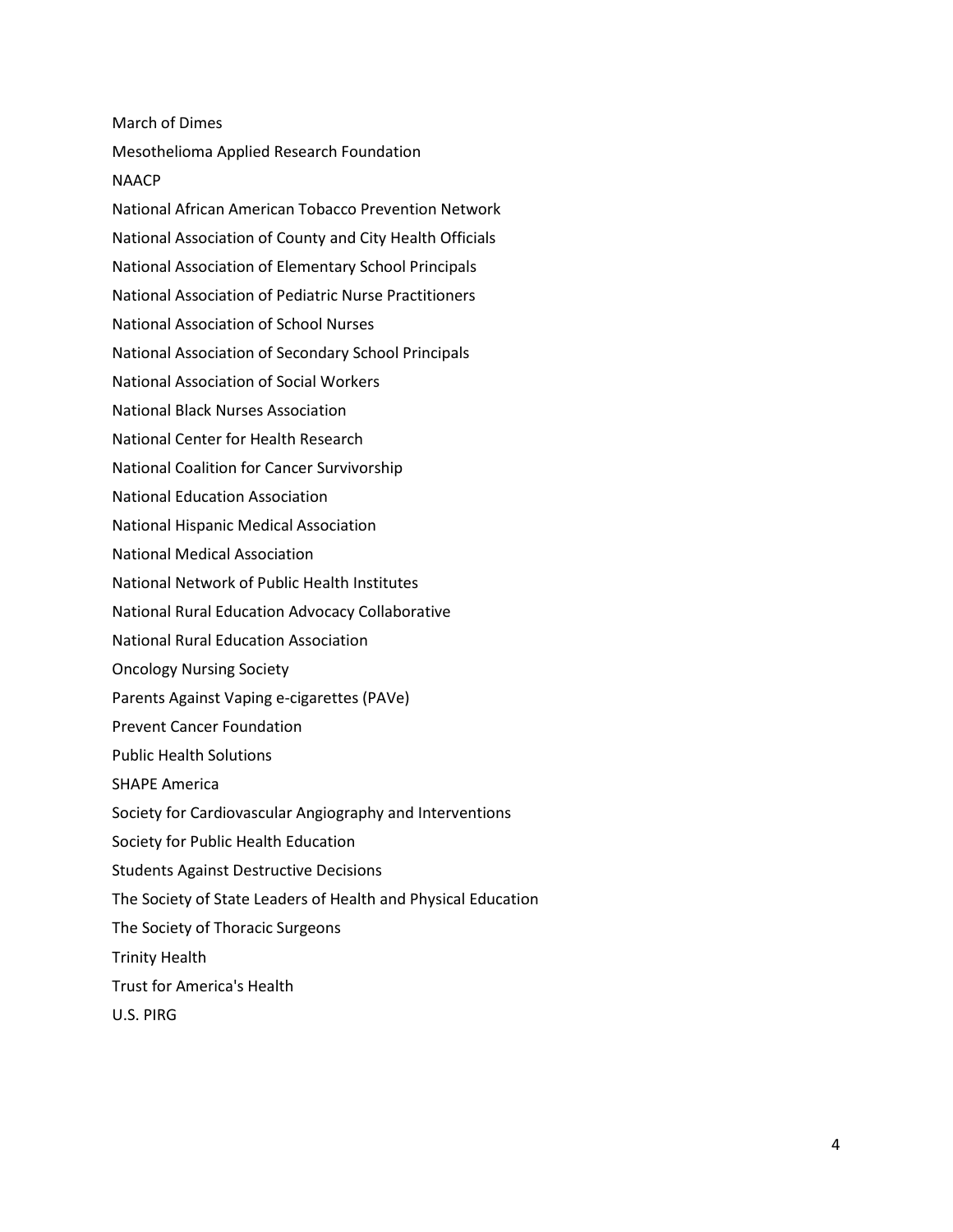March of Dimes

Mesothelioma Applied Research Foundation

NAACP

National African American Tobacco Prevention Network

National Association of County and City Health Officials

National Association of Elementary School Principals

National Association of Pediatric Nurse Practitioners

National Association of School Nurses

National Association of Secondary School Principals

National Association of Social Workers

National Black Nurses Association

National Center for Health Research

National Coalition for Cancer Survivorship

National Education Association

National Hispanic Medical Association

National Medical Association

National Network of Public Health Institutes

National Rural Education Advocacy Collaborative

National Rural Education Association

Oncology Nursing Society

Parents Against Vaping e-cigarettes (PAVe)

Prevent Cancer Foundation

Public Health Solutions

SHAPE America

Society for Cardiovascular Angiography and Interventions

Society for Public Health Education

Students Against Destructive Decisions

The Society of State Leaders of Health and Physical Education

The Society of Thoracic Surgeons

Trinity Health

Trust for America's Health

U.S. PIRG